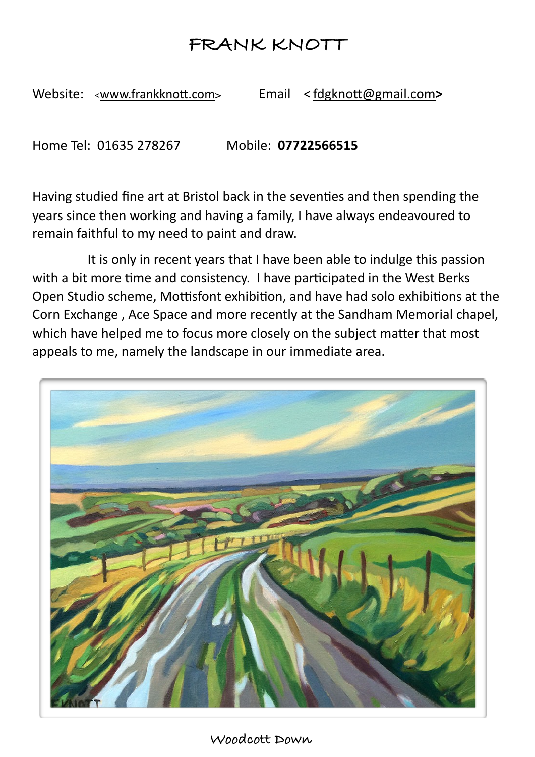# FRANK KNOTT

Website: <www.frankknott.com> Email <fdgknott@gmail.com>

Home Tel: 01635 278267 Mobile: **07722566515**

Having studied fine art at Bristol back in the seventies and then spending the years since then working and having a family, I have always endeavoured to remain faithful to my need to paint and draw.

It is only in recent years that I have been able to indulge this passion with a bit more time and consistency. I have participated in the West Berks Open Studio scheme, Mottisfont exhibition, and have had solo exhibitions at the Corn Exchange , Ace Space and more recently at the Sandham Memorial chapel, which have helped me to focus more closely on the subject matter that most appeals to me, namely the landscape in our immediate area.

Woodcott Down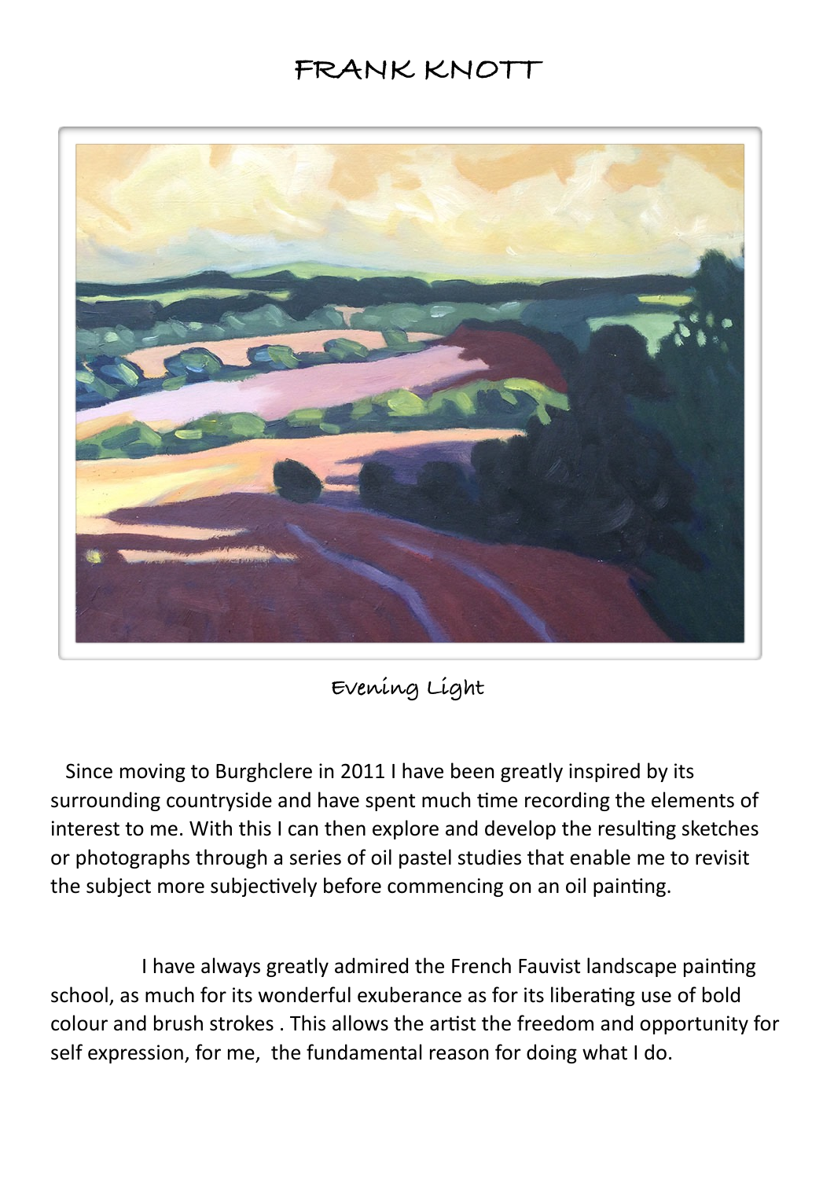# FRANK KNOTT

Evening Light

Since moving to Burghclere in 2011 I have been greatly inspired by its surrounding countryside and have spent much time recording the elements of interest to me. With this I can then explore and develop the resulting sketches or photographs through a series of oil pastel studies that enable me to revisit the subject more subjectively before commencing on an oil painting.

I have always greatly admired the French Fauvist landscape painting school, as much for its wonderful exuberance as for its liberating use of bold colour and brush strokes . This allows the artist the freedom and opportunity for self expression, for me, the fundamental reason for doing what I do.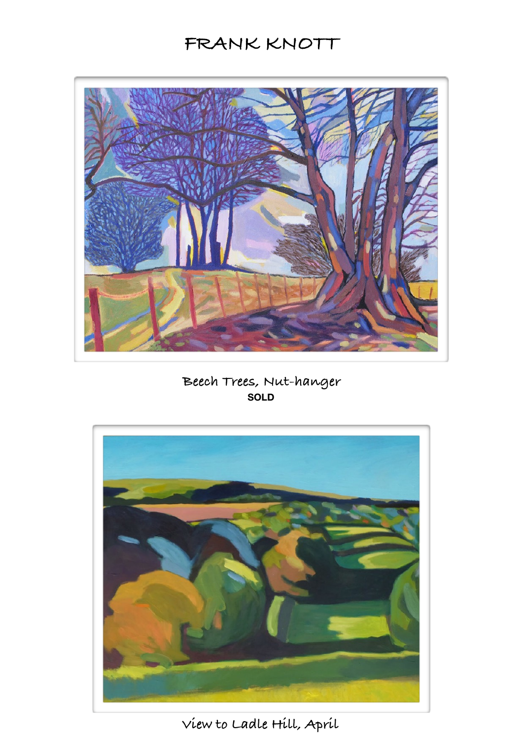# FRANK KNOTT

Beech Trees, Nut-hanger
**SOLD**

View to Ladle Hill, April